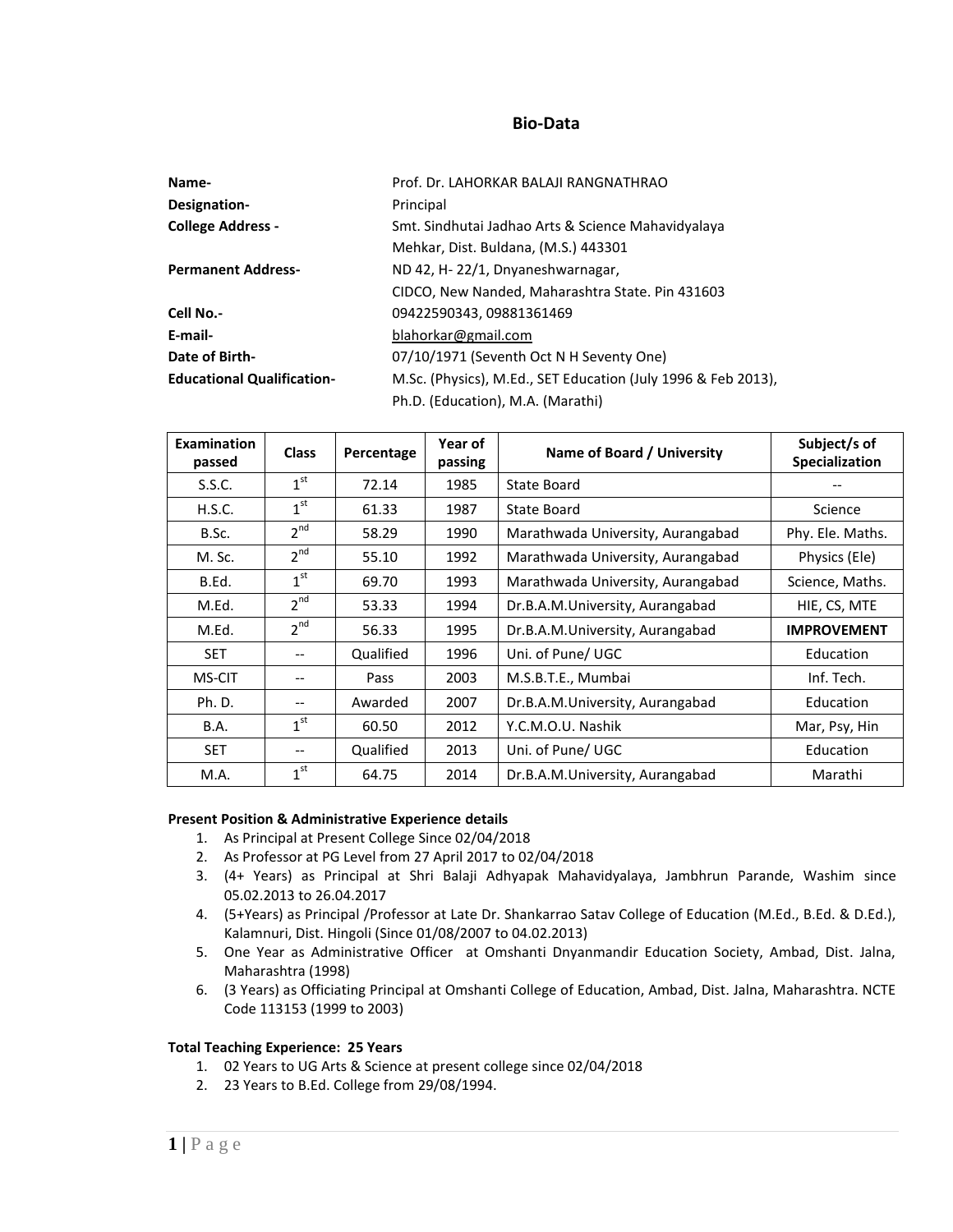# Bio-Data

**Name-** Prof. Dr. LAHORKAR BALAJI RANGNATHRAO

**Designation-** Principal

**College Address -** Smt. Sindhutai Jadhao Arts & Science Mahavidyalaya
Mehkar, Dist. Buldana, (M.S.) 443301

**Permanent Address-** ND 42, H- 22/1, Dnyaneshwarnagar,
CIDCO, New Nanded, Maharashtra State. Pin 431603

**Cell No.-** 09422590343, 09881361469

**E-mail-** blahorkar@gmail.com

**Date of Birth-** 07/10/1971 (Seventh Oct N H Seventy One)

**Educational Qualification-** M.Sc. (Physics), M.Ed., SET Education (July 1996 & Feb 2013), Ph.D. (Education), M.A. (Marathi)

| Examination passed | Class | Percentage | Year of passing | Name of Board / University | Subject/s of Specialization |
|---|---|---|---|---|---|
| S.S.C. | 1st | 72.14 | 1985 | State Board | -- |
| H.S.C. | 1st | 61.33 | 1987 | State Board | Science |
| B.Sc. | 2nd | 58.29 | 1990 | Marathwada University, Aurangabad | Phy. Ele. Maths. |
| M. Sc. | 2nd | 55.10 | 1992 | Marathwada University, Aurangabad | Physics (Ele) |
| B.Ed. | 1st | 69.70 | 1993 | Marathwada University, Aurangabad | Science, Maths. |
| M.Ed. | 2nd | 53.33 | 1994 | Dr.B.A.M.University, Aurangabad | HIE, CS, MTE |
| M.Ed. | 2nd | 56.33 | 1995 | Dr.B.A.M.University, Aurangabad | **IMPROVEMENT** |
| SET | -- | Qualified | 1996 | Uni. of Pune/ UGC | Education |
| MS-CIT | -- | Pass | 2003 | M.S.B.T.E., Mumbai | Inf. Tech. |
| Ph. D. | -- | Awarded | 2007 | Dr.B.A.M.University, Aurangabad | Education |
| B.A. | 1st | 60.50 | 2012 | Y.C.M.O.U. Nashik | Mar, Psy, Hin |
| SET | -- | Qualified | 2013 | Uni. of Pune/ UGC | Education |
| M.A. | 1st | 64.75 | 2014 | Dr.B.A.M.University, Aurangabad | Marathi |

**Present Position & Administrative Experience details**

1. As Principal at Present College Since 02/04/2018
2. As Professor at PG Level from 27 April 2017 to 02/04/2018
3. (4+ Years) as Principal at Shri Balaji Adhyapak Mahavidyalaya, Jambhrun Parande, Washim since 05.02.2013 to 26.04.2017
4. (5+Years) as Principal /Professor at Late Dr. Shankarrao Satav College of Education (M.Ed., B.Ed. & D.Ed.), Kalamnuri, Dist. Hingoli (Since 01/08/2007 to 04.02.2013)
5. One Year as Administrative Officer at Omshanti Dnyanmandir Education Society, Ambad, Dist. Jalna, Maharashtra (1998)
6. (3 Years) as Officiating Principal at Omshanti College of Education, Ambad, Dist. Jalna, Maharashtra. NCTE Code 113153 (1999 to 2003)

**Total Teaching Experience: 25 Years**

1. 02 Years to UG Arts & Science at present college since 02/04/2018
2. 23 Years to B.Ed. College from 29/08/1994.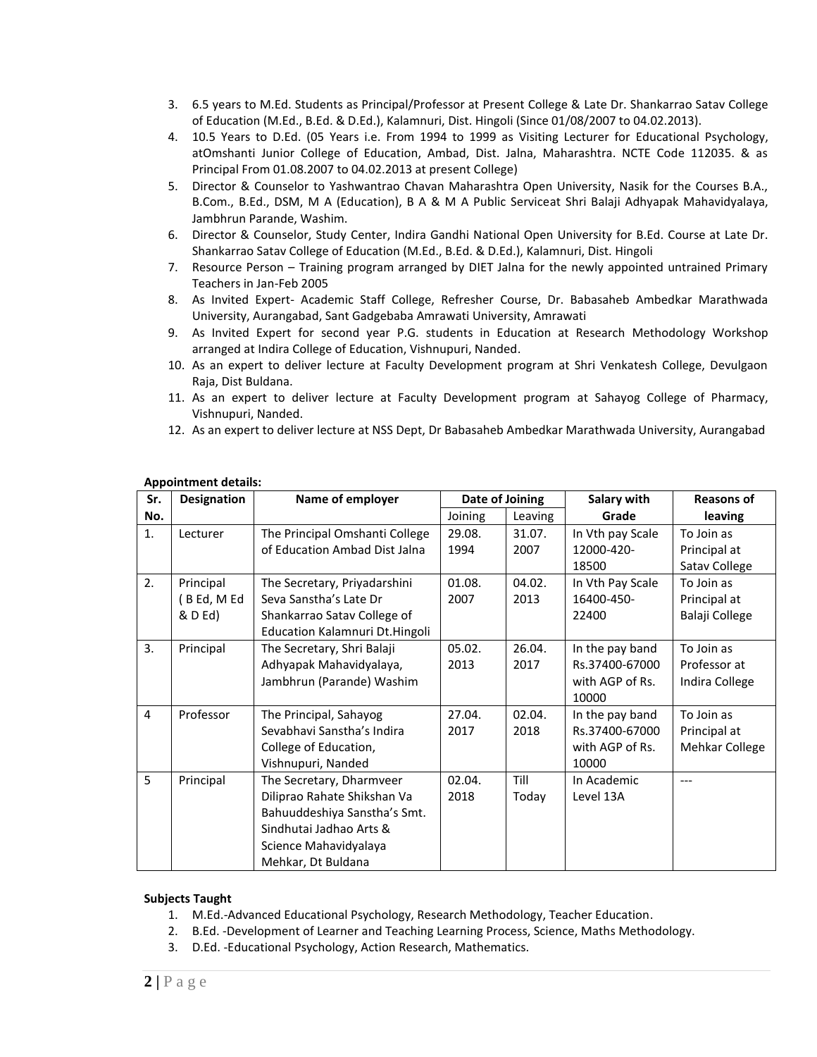3. 6.5 years to M.Ed. Students as Principal/Professor at Present College & Late Dr. Shankarrao Satav College of Education (M.Ed., B.Ed. & D.Ed.), Kalamnuri, Dist. Hingoli (Since 01/08/2007 to 04.02.2013).
4. 10.5 Years to D.Ed. (05 Years i.e. From 1994 to 1999 as Visiting Lecturer for Educational Psychology, atOmshanti Junior College of Education, Ambad, Dist. Jalna, Maharashtra. NCTE Code 112035. & as Principal From 01.08.2007 to 04.02.2013 at present College)
5. Director & Counselor to Yashwantrao Chavan Maharashtra Open University, Nasik for the Courses B.A., B.Com., B.Ed., DSM, M A (Education), B A & M A Public Serviceat Shri Balaji Adhyapak Mahavidyalaya, Jambhrun Parande, Washim.
6. Director & Counselor, Study Center, Indira Gandhi National Open University for B.Ed. Course at Late Dr. Shankarrao Satav College of Education (M.Ed., B.Ed. & D.Ed.), Kalamnuri, Dist. Hingoli
7. Resource Person – Training program arranged by DIET Jalna for the newly appointed untrained Primary Teachers in Jan-Feb 2005
8. As Invited Expert- Academic Staff College, Refresher Course, Dr. Babasaheb Ambedkar Marathwada University, Aurangabad, Sant Gadgebaba Amrawati University, Amrawati
9. As Invited Expert for second year P.G. students in Education at Research Methodology Workshop arranged at Indira College of Education, Vishnupuri, Nanded.
10. As an expert to deliver lecture at Faculty Development program at Shri Venkatesh College, Devulgaon Raja, Dist Buldana.
11. As an expert to deliver lecture at Faculty Development program at Sahayog College of Pharmacy, Vishnupuri, Nanded.
12. As an expert to deliver lecture at NSS Dept, Dr Babasaheb Ambedkar Marathwada University, Aurangabad

**Appointment details:**

| Sr. No. | Designation | Name of employer | Date of Joining | | Salary with Grade | Reasons of leaving |
|---|---|---|---|---|---|---|
| | | | Joining | Leaving | | |
| 1. | Lecturer | The Principal Omshanti College of Education Ambad Dist Jalna | 29.08. 1994 | 31.07. 2007 | In Vth pay Scale 12000-420-18500 | To Join as Principal at Satav College |
| 2. | Principal ( B Ed, M Ed & D Ed) | The Secretary, Priyadarshini Seva Sanstha's Late Dr Shankarrao Satav College of Education Kalamnuri Dt.Hingoli | 01.08. 2007 | 04.02. 2013 | In Vth Pay Scale 16400-450-22400 | To Join as Principal at Balaji College |
| 3. | Principal | The Secretary, Shri Balaji Adhyapak Mahavidyalaya, Jambhrun (Parande) Washim | 05.02. 2013 | 26.04. 2017 | In the pay band Rs.37400-67000 with AGP of Rs. 10000 | To Join as Professor at Indira College |
| 4 | Professor | The Principal, Sahayog Sevabhavi Sanstha's Indira College of Education, Vishnupuri, Nanded | 27.04. 2017 | 02.04. 2018 | In the pay band Rs.37400-67000 with AGP of Rs. 10000 | To Join as Principal at Mehkar College |
| 5 | Principal | The Secretary, Dharmveer Diliprao Rahate Shikshan Va Bahuuddeshiya Sanstha's Smt. Sindhutai Jadhao Arts & Science Mahavidyalaya Mehkar, Dt Buldana | 02.04. 2018 | Till Today | In Academic Level 13A | --- |

**Subjects Taught**

1. M.Ed.-Advanced Educational Psychology, Research Methodology, Teacher Education.
2. B.Ed. -Development of Learner and Teaching Learning Process, Science, Maths Methodology.
3. D.Ed. -Educational Psychology, Action Research, Mathematics.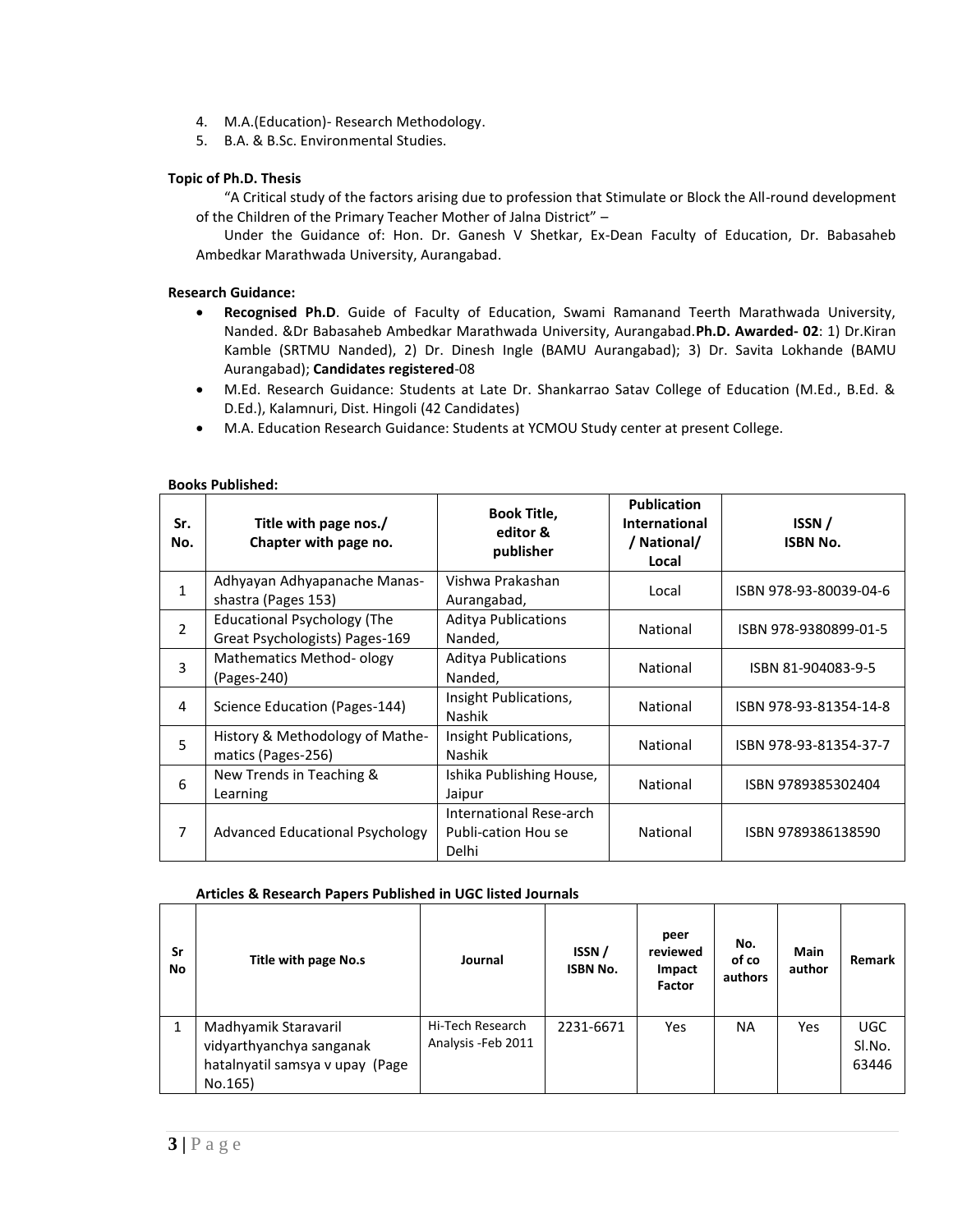4. M.A.(Education)- Research Methodology.
5. B.A. & B.Sc. Environmental Studies.

**Topic of Ph.D. Thesis**

"A Critical study of the factors arising due to profession that Stimulate or Block the All-round development of the Children of the Primary Teacher Mother of Jalna District" –

Under the Guidance of: Hon. Dr. Ganesh V Shetkar, Ex-Dean Faculty of Education, Dr. Babasaheb Ambedkar Marathwada University, Aurangabad.

**Research Guidance:**

- **Recognised Ph.D**. Guide of Faculty of Education, Swami Ramanand Teerth Marathwada University, Nanded. &Dr Babasaheb Ambedkar Marathwada University, Aurangabad.**Ph.D. Awarded- 02**: 1) Dr.Kiran Kamble (SRTMU Nanded), 2) Dr. Dinesh Ingle (BAMU Aurangabad); 3) Dr. Savita Lokhande (BAMU Aurangabad); **Candidates registered**-08
- M.Ed. Research Guidance: Students at Late Dr. Shankarrao Satav College of Education (M.Ed., B.Ed. & D.Ed.), Kalamnuri, Dist. Hingoli (42 Candidates)
- M.A. Education Research Guidance: Students at YCMOU Study center at present College.

**Books Published:**

| Sr. No. | Title with page nos./ Chapter with page no. | Book Title, editor & publisher | Publication International / National/ Local | ISSN / ISBN No. |
|---|---|---|---|---|
| 1 | Adhyayan Adhyapanache Manas-shastra (Pages 153) | Vishwa Prakashan Aurangabad, | Local | ISBN 978-93-80039-04-6 |
| 2 | Educational Psychology (The Great Psychologists) Pages-169 | Aditya Publications Nanded, | National | ISBN 978-9380899-01-5 |
| 3 | Mathematics Method- ology (Pages-240) | Aditya Publications Nanded, | National | ISBN 81-904083-9-5 |
| 4 | Science Education (Pages-144) | Insight Publications, Nashik | National | ISBN 978-93-81354-14-8 |
| 5 | History & Methodology of Mathe-matics (Pages-256) | Insight Publications, Nashik | National | ISBN 978-93-81354-37-7 |
| 6 | New Trends in Teaching & Learning | Ishika Publishing House, Jaipur | National | ISBN 9789385302404 |
| 7 | Advanced Educational Psychology | International Rese-arch Publi-cation Hou se Delhi | National | ISBN 9789386138590 |

**Articles & Research Papers Published in UGC listed Journals**

| Sr No | Title with page No.s | Journal | ISSN / ISBN No. | peer reviewed Impact Factor | No. of co authors | Main author | Remark |
|---|---|---|---|---|---|---|---|
| 1 | Madhyamik Staravaril vidyarthyanchya sanganak hatalnyatil samsya v upay (Page No.165) | Hi-Tech Research Analysis -Feb 2011 | 2231-6671 | Yes | NA | Yes | UGC Sl.No. 63446 |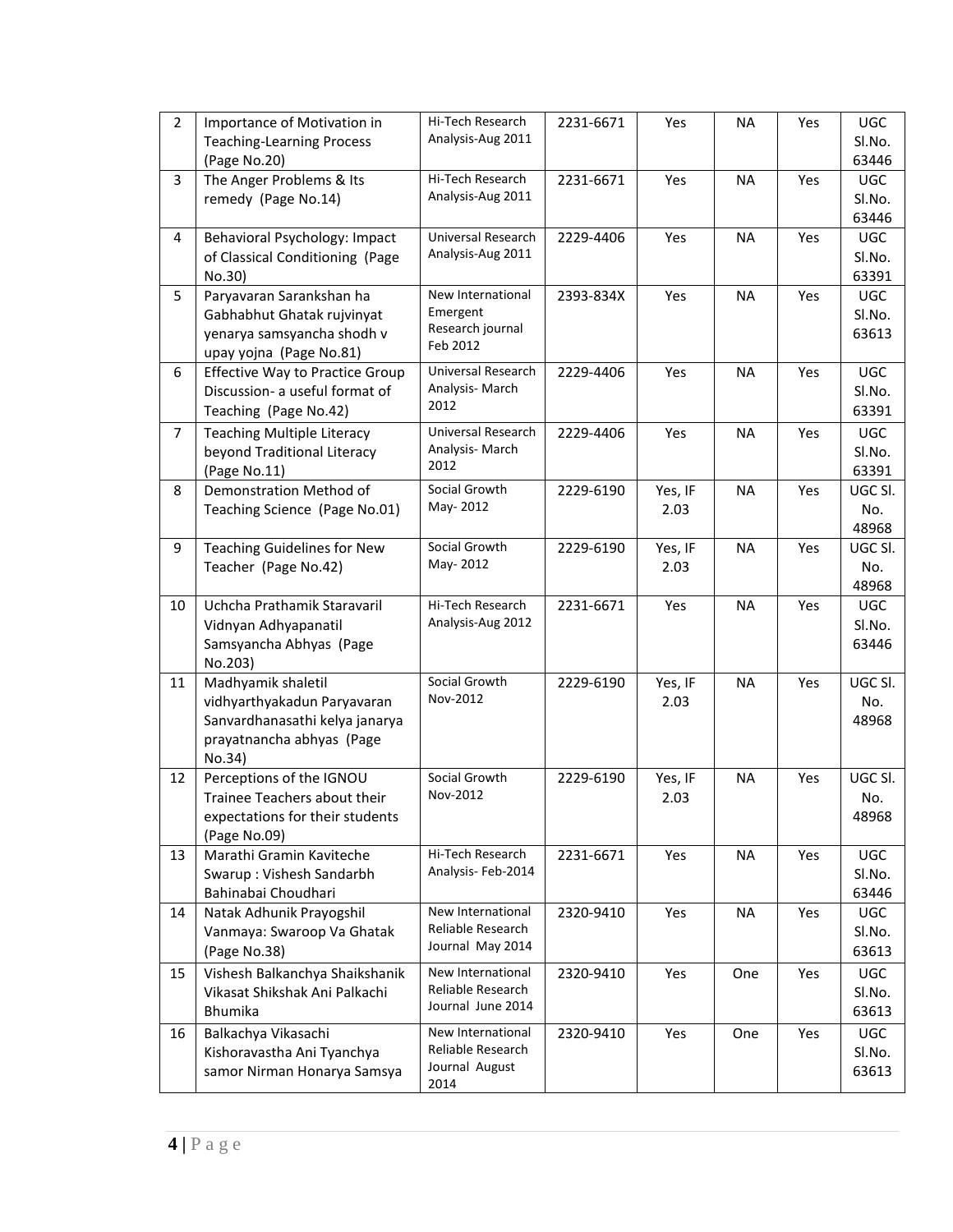| 2 | Importance of Motivation in Teaching-Learning Process (Page No.20) | Hi-Tech Research Analysis-Aug 2011 | 2231-6671 | Yes | NA | Yes | UGC Sl.No. 63446 |
|---|---|---|---|---|---|---|---|
| 3 | The Anger Problems & Its remedy (Page No.14) | Hi-Tech Research Analysis-Aug 2011 | 2231-6671 | Yes | NA | Yes | UGC Sl.No. 63446 |
| 4 | Behavioral Psychology: Impact of Classical Conditioning (Page No.30) | Universal Research Analysis-Aug 2011 | 2229-4406 | Yes | NA | Yes | UGC Sl.No. 63391 |
| 5 | Paryavaran Sarankshan ha Gabhabhut Ghatak rujvinyat yenarya samsyancha shodh v upay yojna (Page No.81) | New International Emergent Research journal Feb 2012 | 2393-834X | Yes | NA | Yes | UGC Sl.No. 63613 |
| 6 | Effective Way to Practice Group Discussion- a useful format of Teaching (Page No.42) | Universal Research Analysis- March 2012 | 2229-4406 | Yes | NA | Yes | UGC Sl.No. 63391 |
| 7 | Teaching Multiple Literacy beyond Traditional Literacy (Page No.11) | Universal Research Analysis- March 2012 | 2229-4406 | Yes | NA | Yes | UGC Sl.No. 63391 |
| 8 | Demonstration Method of Teaching Science (Page No.01) | Social Growth May- 2012 | 2229-6190 | Yes, IF 2.03 | NA | Yes | UGC Sl. No. 48968 |
| 9 | Teaching Guidelines for New Teacher (Page No.42) | Social Growth May- 2012 | 2229-6190 | Yes, IF 2.03 | NA | Yes | UGC Sl. No. 48968 |
| 10 | Uchcha Prathamik Staravaril Vidnyan Adhyapanatil Samsyancha Abhyas (Page No.203) | Hi-Tech Research Analysis-Aug 2012 | 2231-6671 | Yes | NA | Yes | UGC Sl.No. 63446 |
| 11 | Madhyamik shaletil vidhyarthyakadun Paryavaran Sanvardhanasathi kelya janarya prayatnancha abhyas (Page No.34) | Social Growth Nov-2012 | 2229-6190 | Yes, IF 2.03 | NA | Yes | UGC Sl. No. 48968 |
| 12 | Perceptions of the IGNOU Trainee Teachers about their expectations for their students (Page No.09) | Social Growth Nov-2012 | 2229-6190 | Yes, IF 2.03 | NA | Yes | UGC Sl. No. 48968 |
| 13 | Marathi Gramin Kaviteche Swarup : Vishesh Sandarbh Bahinabai Choudhari | Hi-Tech Research Analysis- Feb-2014 | 2231-6671 | Yes | NA | Yes | UGC Sl.No. 63446 |
| 14 | Natak Adhunik Prayogshil Vanmaya: Swaroop Va Ghatak (Page No.38) | New International Reliable Research Journal May 2014 | 2320-9410 | Yes | NA | Yes | UGC Sl.No. 63613 |
| 15 | Vishesh Balkanchya Shaikshanik Vikasat Shikshak Ani Palkachi Bhumika | New International Reliable Research Journal June 2014 | 2320-9410 | Yes | One | Yes | UGC Sl.No. 63613 |
| 16 | Balkachya Vikasachi Kishoravastha Ani Tyanchya samor Nirman Honarya Samsya | New International Reliable Research Journal August 2014 | 2320-9410 | Yes | One | Yes | UGC Sl.No. 63613 |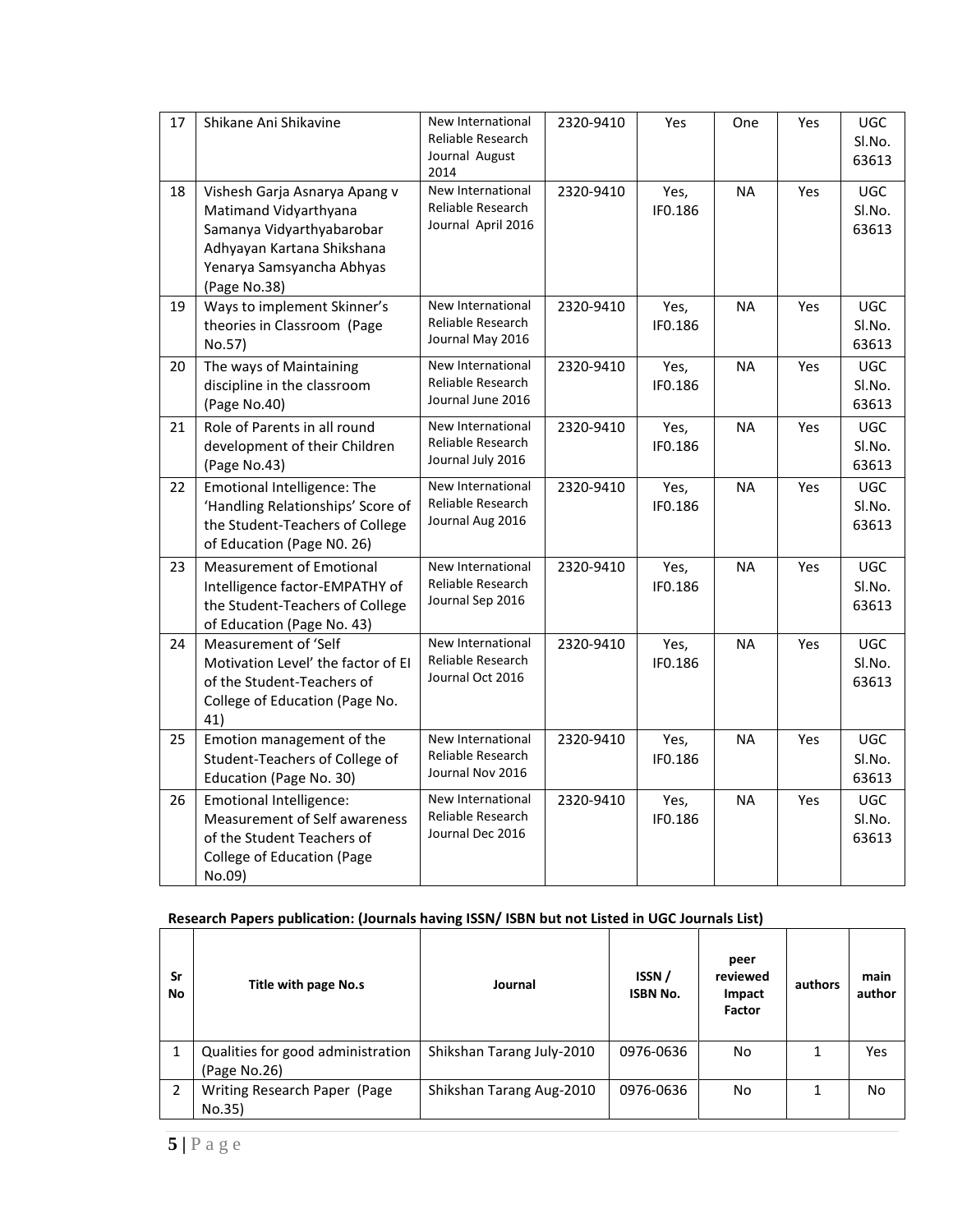| 17 | Shikane Ani Shikavine | New International Reliable Research Journal August 2014 | 2320-9410 | Yes | One | Yes | UGC Sl.No. 63613 |
|---|---|---|---|---|---|---|---|
| 18 | Vishesh Garja Asnarya Apang v Matimand Vidyarthyana Samanya Vidyarthyabarobar Adhyayan Kartana Shikshana Yenarya Samsyancha Abhyas (Page No.38) | New International Reliable Research Journal April 2016 | 2320-9410 | Yes, IF0.186 | NA | Yes | UGC Sl.No. 63613 |
| 19 | Ways to implement Skinner's theories in Classroom (Page No.57) | New International Reliable Research Journal May 2016 | 2320-9410 | Yes, IF0.186 | NA | Yes | UGC Sl.No. 63613 |
| 20 | The ways of Maintaining discipline in the classroom (Page No.40) | New International Reliable Research Journal June 2016 | 2320-9410 | Yes, IF0.186 | NA | Yes | UGC Sl.No. 63613 |
| 21 | Role of Parents in all round development of their Children (Page No.43) | New International Reliable Research Journal July 2016 | 2320-9410 | Yes, IF0.186 | NA | Yes | UGC Sl.No. 63613 |
| 22 | Emotional Intelligence: The 'Handling Relationships' Score of the Student-Teachers of College of Education (Page N0. 26) | New International Reliable Research Journal Aug 2016 | 2320-9410 | Yes, IF0.186 | NA | Yes | UGC Sl.No. 63613 |
| 23 | Measurement of Emotional Intelligence factor-EMPATHY of the Student-Teachers of College of Education (Page No. 43) | New International Reliable Research Journal Sep 2016 | 2320-9410 | Yes, IF0.186 | NA | Yes | UGC Sl.No. 63613 |
| 24 | Measurement of 'Self Motivation Level' the factor of EI of the Student-Teachers of College of Education (Page No. 41) | New International Reliable Research Journal Oct 2016 | 2320-9410 | Yes, IF0.186 | NA | Yes | UGC Sl.No. 63613 |
| 25 | Emotion management of the Student-Teachers of College of Education (Page No. 30) | New International Reliable Research Journal Nov 2016 | 2320-9410 | Yes, IF0.186 | NA | Yes | UGC Sl.No. 63613 |
| 26 | Emotional Intelligence: Measurement of Self awareness of the Student Teachers of College of Education (Page No.09) | New International Reliable Research Journal Dec 2016 | 2320-9410 | Yes, IF0.186 | NA | Yes | UGC Sl.No. 63613 |

**Research Papers publication: (Journals having ISSN/ ISBN but not Listed in UGC Journals List)**

| Sr No | Title with page No.s | Journal | ISSN / ISBN No. | peer reviewed Impact Factor | authors | main author |
|---|---|---|---|---|---|---|
| 1 | Qualities for good administration (Page No.26) | Shikshan Tarang July-2010 | 0976-0636 | No | 1 | Yes |
| 2 | Writing Research Paper (Page No.35) | Shikshan Tarang Aug-2010 | 0976-0636 | No | 1 | No |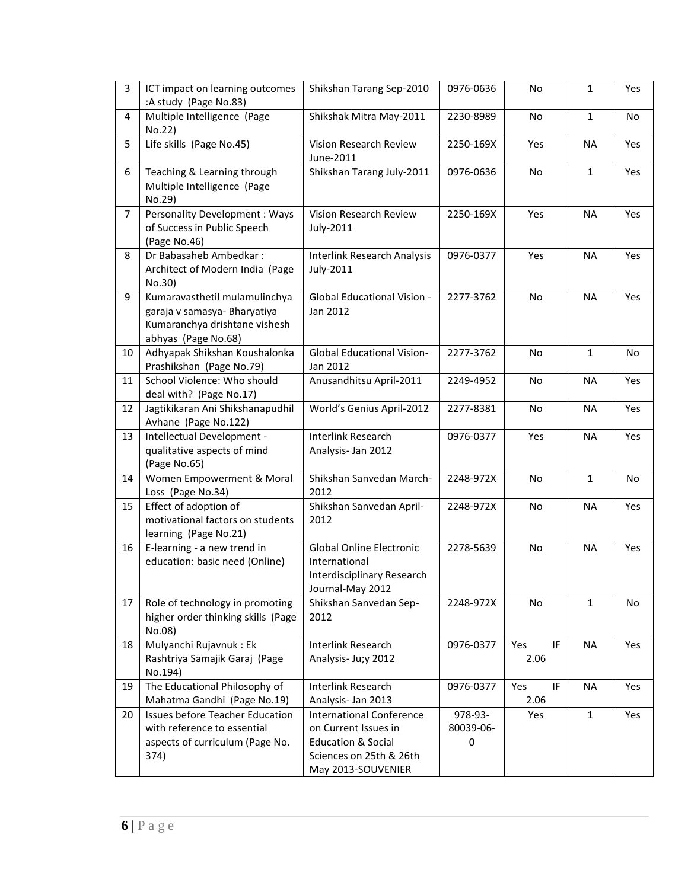| 3 | ICT impact on learning outcomes :A study (Page No.83) | Shikshan Tarang Sep-2010 | 0976-0636 | No | 1 | Yes |
|---|---|---|---|---|---|---|
| 4 | Multiple Intelligence (Page No.22) | Shikshak Mitra May-2011 | 2230-8989 | No | 1 | No |
| 5 | Life skills (Page No.45) | Vision Research Review June-2011 | 2250-169X | Yes | NA | Yes |
| 6 | Teaching & Learning through Multiple Intelligence (Page No.29) | Shikshan Tarang July-2011 | 0976-0636 | No | 1 | Yes |
| 7 | Personality Development : Ways of Success in Public Speech (Page No.46) | Vision Research Review July-2011 | 2250-169X | Yes | NA | Yes |
| 8 | Dr Babasaheb Ambedkar : Architect of Modern India (Page No.30) | Interlink Research Analysis July-2011 | 0976-0377 | Yes | NA | Yes |
| 9 | Kumaravasthetil mulamulinchya garaja v samasya- Bharyatiya Kumaranchya drishtane vishesh abhyas (Page No.68) | Global Educational Vision - Jan 2012 | 2277-3762 | No | NA | Yes |
| 10 | Adhyapak Shikshan Koushalonka Prashikshan (Page No.79) | Global Educational Vision- Jan 2012 | 2277-3762 | No | 1 | No |
| 11 | School Violence: Who should deal with? (Page No.17) | Anusandhitsu April-2011 | 2249-4952 | No | NA | Yes |
| 12 | Jagtikikaran Ani Shikshanapudhil Avhane (Page No.122) | World's Genius April-2012 | 2277-8381 | No | NA | Yes |
| 13 | Intellectual Development - qualitative aspects of mind (Page No.65) | Interlink Research Analysis- Jan 2012 | 0976-0377 | Yes | NA | Yes |
| 14 | Women Empowerment & Moral Loss (Page No.34) | Shikshan Sanvedan March-2012 | 2248-972X | No | 1 | No |
| 15 | Effect of adoption of motivational factors on students learning (Page No.21) | Shikshan Sanvedan April-2012 | 2248-972X | No | NA | Yes |
| 16 | E-learning - a new trend in education: basic need (Online) | Global Online Electronic International Interdisciplinary Research Journal-May 2012 | 2278-5639 | No | NA | Yes |
| 17 | Role of technology in promoting higher order thinking skills (Page No.08) | Shikshan Sanvedan Sep-2012 | 2248-972X | No | 1 | No |
| 18 | Mulyanchi Rujavnuk : Ek Rashtriya Samajik Garaj (Page No.194) | Interlink Research Analysis- Ju;y 2012 | 0976-0377 | Yes IF 2.06 | NA | Yes |
| 19 | The Educational Philosophy of Mahatma Gandhi (Page No.19) | Interlink Research Analysis- Jan 2013 | 0976-0377 | Yes IF 2.06 | NA | Yes |
| 20 | Issues before Teacher Education with reference to essential aspects of curriculum (Page No. 374) | International Conference on Current Issues in Education & Social Sciences on 25th & 26th May 2013-SOUVENIER | 978-93-80039-06-0 | Yes | 1 | Yes |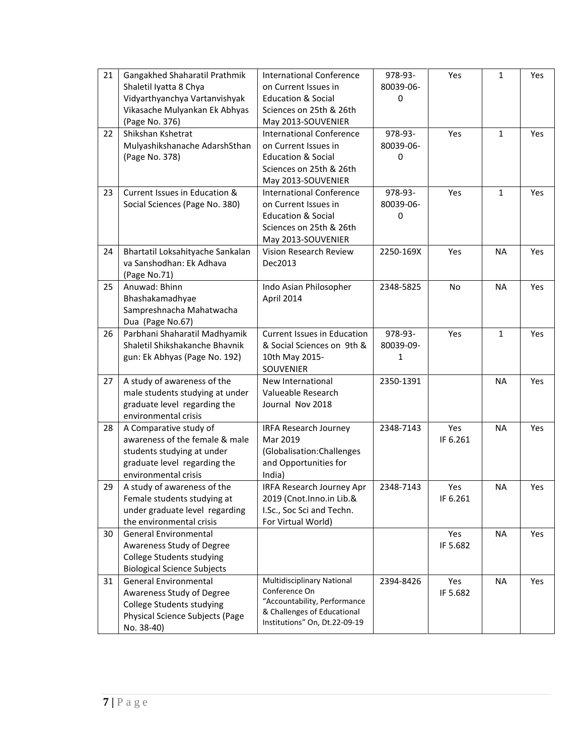| 21 | Gangakhed Shaharatil Prathmik Shaletil Iyatta 8 Chya Vidyarthyanchya Vartanvishyak Vikasache Mulyankan Ek Abhyas (Page No. 376) | International Conference on Current Issues in Education & Social Sciences on 25th & 26th May 2013-SOUVENIER | 978-93-80039-06-0 | Yes | 1 | Yes |
|---|---|---|---|---|---|---|
| 22 | Shikshan Kshetrat Mulyashikshanache AdarshSthan (Page No. 378) | International Conference on Current Issues in Education & Social Sciences on 25th & 26th May 2013-SOUVENIER | 978-93-80039-06-0 | Yes | 1 | Yes |
| 23 | Current Issues in Education & Social Sciences (Page No. 380) | International Conference on Current Issues in Education & Social Sciences on 25th & 26th May 2013-SOUVENIER | 978-93-80039-06-0 | Yes | 1 | Yes |
| 24 | Bhartatil Loksahityache Sankalan va Sanshodhan: Ek Adhava (Page No.71) | Vision Research Review Dec2013 | 2250-169X | Yes | NA | Yes |
| 25 | Anuwad: Bhinn Bhashakamadhyae Sampreshnacha Mahatwacha Dua (Page No.67) | Indo Asian Philosopher April 2014 | 2348-5825 | No | NA | Yes |
| 26 | Parbhani Shaharatil Madhyamik Shaletil Shikshakanche Bhavnik gun: Ek Abhyas (Page No. 192) | Current Issues in Education & Social Sciences on 9th & 10th May 2015-SOUVENIER | 978-93-80039-09-1 | Yes | 1 | Yes |
| 27 | A study of awareness of the male students studying at under graduate level regarding the environmental crisis | New International Valueable Research Journal Nov 2018 | 2350-1391 | | NA | Yes |
| 28 | A Comparative study of awareness of the female & male students studying at under graduate level regarding the environmental crisis | IRFA Research Journey Mar 2019 (Globalisation:Challenges and Opportunities for India) | 2348-7143 | Yes IF 6.261 | NA | Yes |
| 29 | A study of awareness of the Female students studying at under graduate level regarding the environmental crisis | IRFA Research Journey Apr 2019 (Cnot.Inno.in Lib.& I.Sc., Soc Sci and Techn. For Virtual World) | 2348-7143 | Yes IF 6.261 | NA | Yes |
| 30 | General Environmental Awareness Study of Degree College Students studying Biological Science Subjects | | | Yes IF 5.682 | NA | Yes |
| 31 | General Environmental Awareness Study of Degree College Students studying Physical Science Subjects (Page No. 38-40) | Multidisciplinary National Conference On "Accountability, Performance & Challenges of Educational Institutions" On, Dt.22-09-19 | 2394-8426 | Yes IF 5.682 | NA | Yes |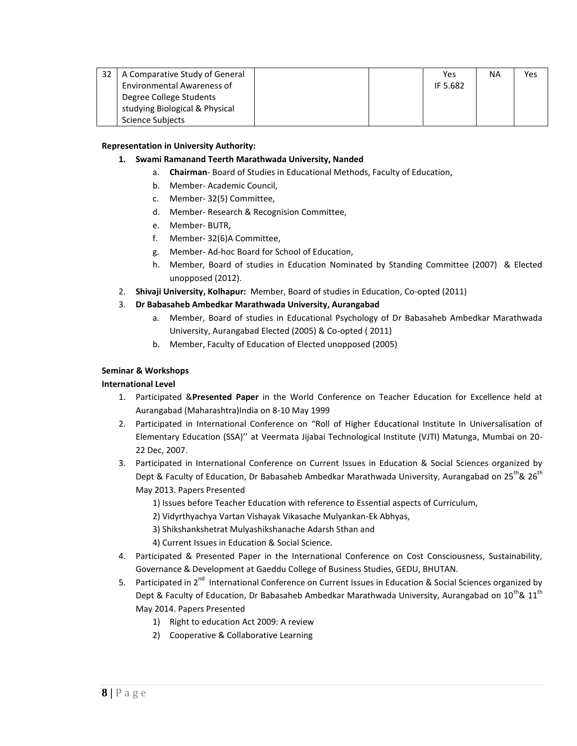| 32 | A Comparative Study of General Environmental Awareness of Degree College Students studying Biological & Physical Science Subjects | | | Yes IF 5.682 | NA | Yes |
|---|---|---|---|---|---|---|

**Representation in University Authority:**

1. **Swami Ramanand Teerth Marathwada University, Nanded**
    a. **Chairman**- Board of Studies in Educational Methods, Faculty of Education,
    b. Member- Academic Council,
    c. Member- 32(5) Committee,
    d. Member- Research & Recognision Committee,
    e. Member- BUTR,
    f. Member- 32(6)A Committee,
    g. Member- Ad-hoc Board for School of Education,
    h. Member, Board of studies in Education Nominated by Standing Committee (2007) & Elected unopposed (2012).
2. **Shivaji University, Kolhapur:** Member, Board of studies in Education, Co-opted (2011)
3. **Dr Babasaheb Ambedkar Marathwada University, Aurangabad**
    a. Member, Board of studies in Educational Psychology of Dr Babasaheb Ambedkar Marathwada University, Aurangabad Elected (2005) & Co-opted ( 2011)
    b. Member, Faculty of Education of Elected unopposed (2005)

**Seminar & Workshops**

**International Level**

1. Participated &**Presented Paper** in the World Conference on Teacher Education for Excellence held at Aurangabad (Maharashtra)India on 8-10 May 1999
2. Participated in International Conference on "Roll of Higher Educational Institute In Universalisation of Elementary Education (SSA)'' at Veermata Jijabai Technological Institute (VJTI) Matunga, Mumbai on 20-22 Dec, 2007.
3. Participated in International Conference on Current Issues in Education & Social Sciences organized by Dept & Faculty of Education, Dr Babasaheb Ambedkar Marathwada University, Aurangabad on 25th& 26th May 2013. Papers Presented
    1) Issues before Teacher Education with reference to Essential aspects of Curriculum,
    2) Vidyrthyachya Vartan Vishayak Vikasache Mulyankan-Ek Abhyas,
    3) Shikshankshetrat Mulyashikshanache Adarsh Sthan and
    4) Current Issues in Education & Social Science.
4. Participated & Presented Paper in the International Conference on Cost Consciousness, Sustainability, Governance & Development at Gaeddu College of Business Studies, GEDU, BHUTAN.
5. Participated in 2nd International Conference on Current Issues in Education & Social Sciences organized by Dept & Faculty of Education, Dr Babasaheb Ambedkar Marathwada University, Aurangabad on 10th& 11th May 2014. Papers Presented
    1) Right to education Act 2009: A review
    2) Cooperative & Collaborative Learning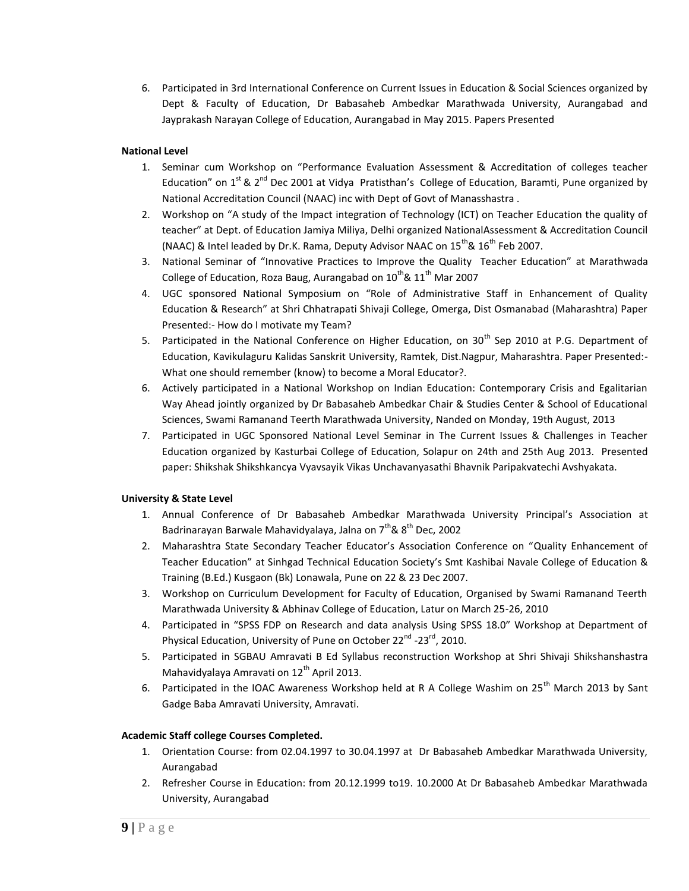6. Participated in 3rd International Conference on Current Issues in Education & Social Sciences organized by Dept & Faculty of Education, Dr Babasaheb Ambedkar Marathwada University, Aurangabad and Jayprakash Narayan College of Education, Aurangabad in May 2015. Papers Presented

**National Level**

1. Seminar cum Workshop on "Performance Evaluation Assessment & Accreditation of colleges teacher Education" on 1st & 2nd Dec 2001 at Vidya Pratisthan's College of Education, Baramti, Pune organized by National Accreditation Council (NAAC) inc with Dept of Govt of Manasshastra .
2. Workshop on "A study of the Impact integration of Technology (ICT) on Teacher Education the quality of teacher" at Dept. of Education Jamiya Miliya, Delhi organized NationalAssessment & Accreditation Council (NAAC) & Intel leaded by Dr.K. Rama, Deputy Advisor NAAC on 15th& 16th Feb 2007.
3. National Seminar of "Innovative Practices to Improve the Quality Teacher Education" at Marathwada College of Education, Roza Baug, Aurangabad on 10th& 11th Mar 2007
4. UGC sponsored National Symposium on "Role of Administrative Staff in Enhancement of Quality Education & Research" at Shri Chhatrapati Shivaji College, Omerga, Dist Osmanabad (Maharashtra) Paper Presented:- How do I motivate my Team?
5. Participated in the National Conference on Higher Education, on 30th Sep 2010 at P.G. Department of Education, Kavikulaguru Kalidas Sanskrit University, Ramtek, Dist.Nagpur, Maharashtra. Paper Presented:- What one should remember (know) to become a Moral Educator?.
6. Actively participated in a National Workshop on Indian Education: Contemporary Crisis and Egalitarian Way Ahead jointly organized by Dr Babasaheb Ambedkar Chair & Studies Center & School of Educational Sciences, Swami Ramanand Teerth Marathwada University, Nanded on Monday, 19th August, 2013
7. Participated in UGC Sponsored National Level Seminar in The Current Issues & Challenges in Teacher Education organized by Kasturbai College of Education, Solapur on 24th and 25th Aug 2013. Presented paper: Shikshak Shikshkancya Vyavsayik Vikas Unchavanyasathi Bhavnik Paripakvatechi Avshyakata.

**University & State Level**

1. Annual Conference of Dr Babasaheb Ambedkar Marathwada University Principal's Association at Badrinarayan Barwale Mahavidyalaya, Jalna on 7th& 8th Dec, 2002
2. Maharashtra State Secondary Teacher Educator's Association Conference on "Quality Enhancement of Teacher Education" at Sinhgad Technical Education Society's Smt Kashibai Navale College of Education & Training (B.Ed.) Kusgaon (Bk) Lonawala, Pune on 22 & 23 Dec 2007.
3. Workshop on Curriculum Development for Faculty of Education, Organised by Swami Ramanand Teerth Marathwada University & Abhinav College of Education, Latur on March 25-26, 2010
4. Participated in "SPSS FDP on Research and data analysis Using SPSS 18.0" Workshop at Department of Physical Education, University of Pune on October 22nd -23rd, 2010.
5. Participated in SGBAU Amravati B Ed Syllabus reconstruction Workshop at Shri Shivaji Shikshanshastra Mahavidyalaya Amravati on 12th April 2013.
6. Participated in the IOAC Awareness Workshop held at R A College Washim on 25th March 2013 by Sant Gadge Baba Amravati University, Amravati.

**Academic Staff college Courses Completed.**

1. Orientation Course: from 02.04.1997 to 30.04.1997 at Dr Babasaheb Ambedkar Marathwada University, Aurangabad
2. Refresher Course in Education: from 20.12.1999 to19. 10.2000 At Dr Babasaheb Ambedkar Marathwada University, Aurangabad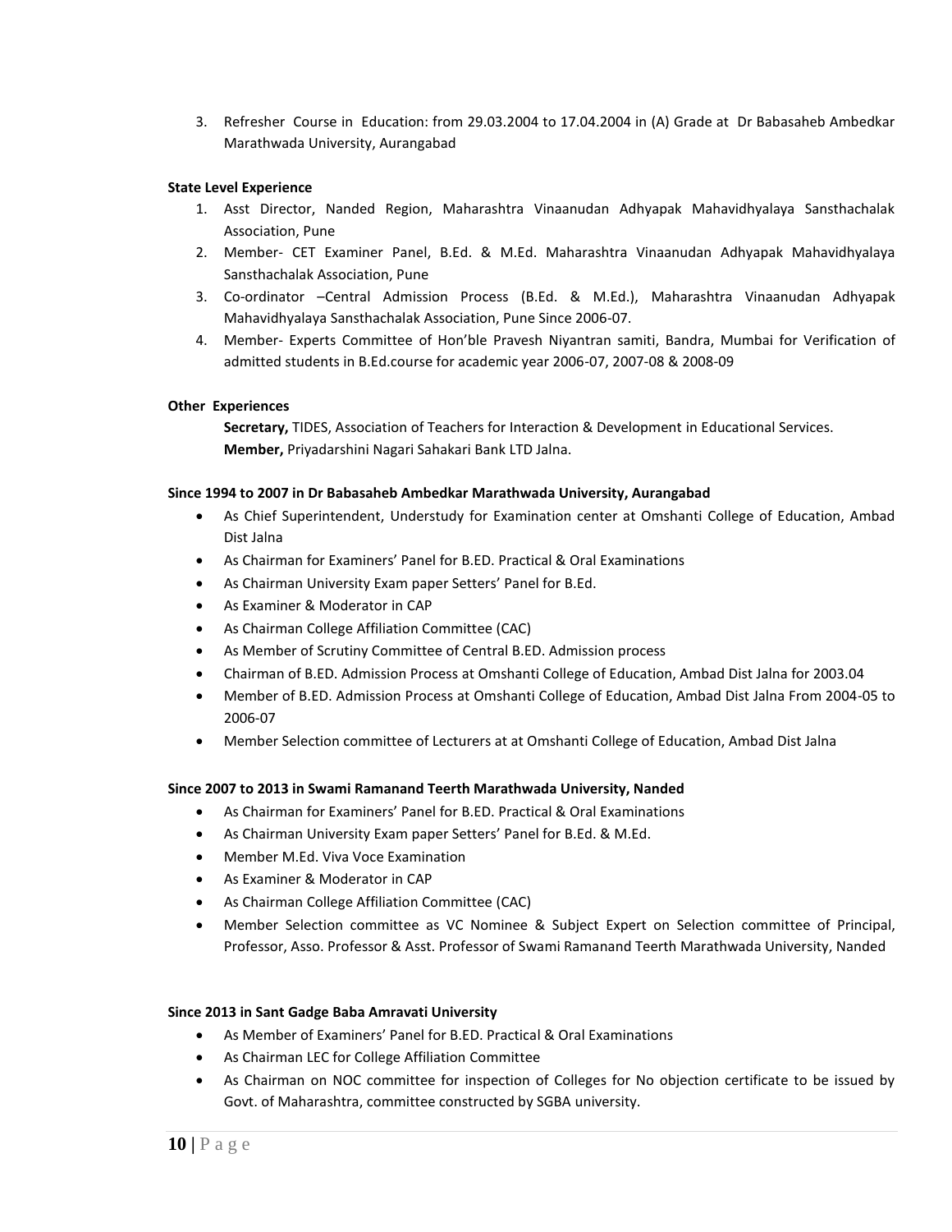3. Refresher Course in Education: from 29.03.2004 to 17.04.2004 in (A) Grade at Dr Babasaheb Ambedkar Marathwada University, Aurangabad

**State Level Experience**

1. Asst Director, Nanded Region, Maharashtra Vinaanudan Adhyapak Mahavidhyalaya Sansthachalak Association, Pune
2. Member- CET Examiner Panel, B.Ed. & M.Ed. Maharashtra Vinaanudan Adhyapak Mahavidhyalaya Sansthachalak Association, Pune
3. Co-ordinator –Central Admission Process (B.Ed. & M.Ed.), Maharashtra Vinaanudan Adhyapak Mahavidhyalaya Sansthachalak Association, Pune Since 2006-07.
4. Member- Experts Committee of Hon'ble Pravesh Niyantran samiti, Bandra, Mumbai for Verification of admitted students in B.Ed.course for academic year 2006-07, 2007-08 & 2008-09

**Other Experiences**

**Secretary,** TIDES, Association of Teachers for Interaction & Development in Educational Services.
**Member,** Priyadarshini Nagari Sahakari Bank LTD Jalna.

**Since 1994 to 2007 in Dr Babasaheb Ambedkar Marathwada University, Aurangabad**

- As Chief Superintendent, Understudy for Examination center at Omshanti College of Education, Ambad Dist Jalna
- As Chairman for Examiners' Panel for B.ED. Practical & Oral Examinations
- As Chairman University Exam paper Setters' Panel for B.Ed.
- As Examiner & Moderator in CAP
- As Chairman College Affiliation Committee (CAC)
- As Member of Scrutiny Committee of Central B.ED. Admission process
- Chairman of B.ED. Admission Process at Omshanti College of Education, Ambad Dist Jalna for 2003.04
- Member of B.ED. Admission Process at Omshanti College of Education, Ambad Dist Jalna From 2004-05 to 2006-07
- Member Selection committee of Lecturers at at Omshanti College of Education, Ambad Dist Jalna

**Since 2007 to 2013 in Swami Ramanand Teerth Marathwada University, Nanded**

- As Chairman for Examiners' Panel for B.ED. Practical & Oral Examinations
- As Chairman University Exam paper Setters' Panel for B.Ed. & M.Ed.
- Member M.Ed. Viva Voce Examination
- As Examiner & Moderator in CAP
- As Chairman College Affiliation Committee (CAC)
- Member Selection committee as VC Nominee & Subject Expert on Selection committee of Principal, Professor, Asso. Professor & Asst. Professor of Swami Ramanand Teerth Marathwada University, Nanded

**Since 2013 in Sant Gadge Baba Amravati University**

- As Member of Examiners' Panel for B.ED. Practical & Oral Examinations
- As Chairman LEC for College Affiliation Committee
- As Chairman on NOC committee for inspection of Colleges for No objection certificate to be issued by Govt. of Maharashtra, committee constructed by SGBA university.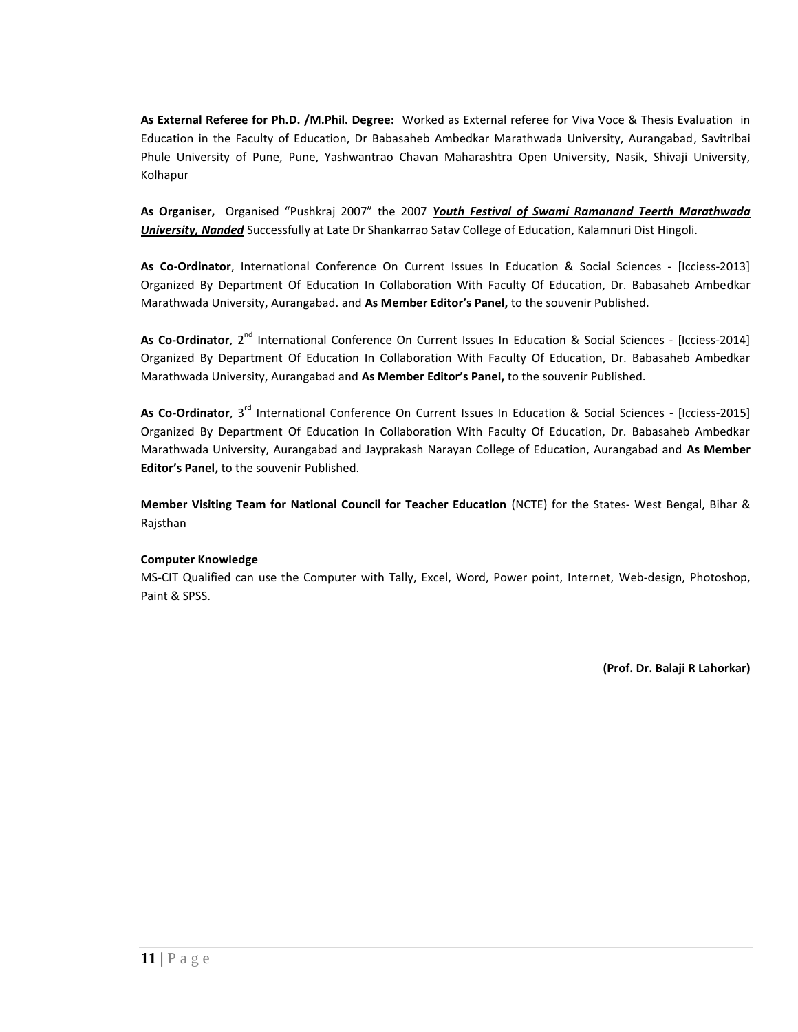**As External Referee for Ph.D. /M.Phil. Degree:** Worked as External referee for Viva Voce & Thesis Evaluation in Education in the Faculty of Education, Dr Babasaheb Ambedkar Marathwada University, Aurangabad, Savitribai Phule University of Pune, Pune, Yashwantrao Chavan Maharashtra Open University, Nasik, Shivaji University, Kolhapur

**As Organiser,** Organised "Pushkraj 2007" the 2007 ***Youth Festival of Swami Ramanand Teerth Marathwada University, Nanded*** Successfully at Late Dr Shankarrao Satav College of Education, Kalamnuri Dist Hingoli.

**As Co-Ordinator**, International Conference On Current Issues In Education & Social Sciences - [Icciess-2013] Organized By Department Of Education In Collaboration With Faculty Of Education, Dr. Babasaheb Ambedkar Marathwada University, Aurangabad. and **As Member Editor's Panel,** to the souvenir Published.

**As Co-Ordinator**, 2nd International Conference On Current Issues In Education & Social Sciences - [Icciess-2014] Organized By Department Of Education In Collaboration With Faculty Of Education, Dr. Babasaheb Ambedkar Marathwada University, Aurangabad and **As Member Editor's Panel,** to the souvenir Published.

**As Co-Ordinator**, 3rd International Conference On Current Issues In Education & Social Sciences - [Icciess-2015] Organized By Department Of Education In Collaboration With Faculty Of Education, Dr. Babasaheb Ambedkar Marathwada University, Aurangabad and Jayprakash Narayan College of Education, Aurangabad and **As Member Editor's Panel,** to the souvenir Published.

**Member Visiting Team for National Council for Teacher Education** (NCTE) for the States- West Bengal, Bihar & Rajsthan

**Computer Knowledge**
MS-CIT Qualified can use the Computer with Tally, Excel, Word, Power point, Internet, Web-design, Photoshop, Paint & SPSS.

**(Prof. Dr. Balaji R Lahorkar)**